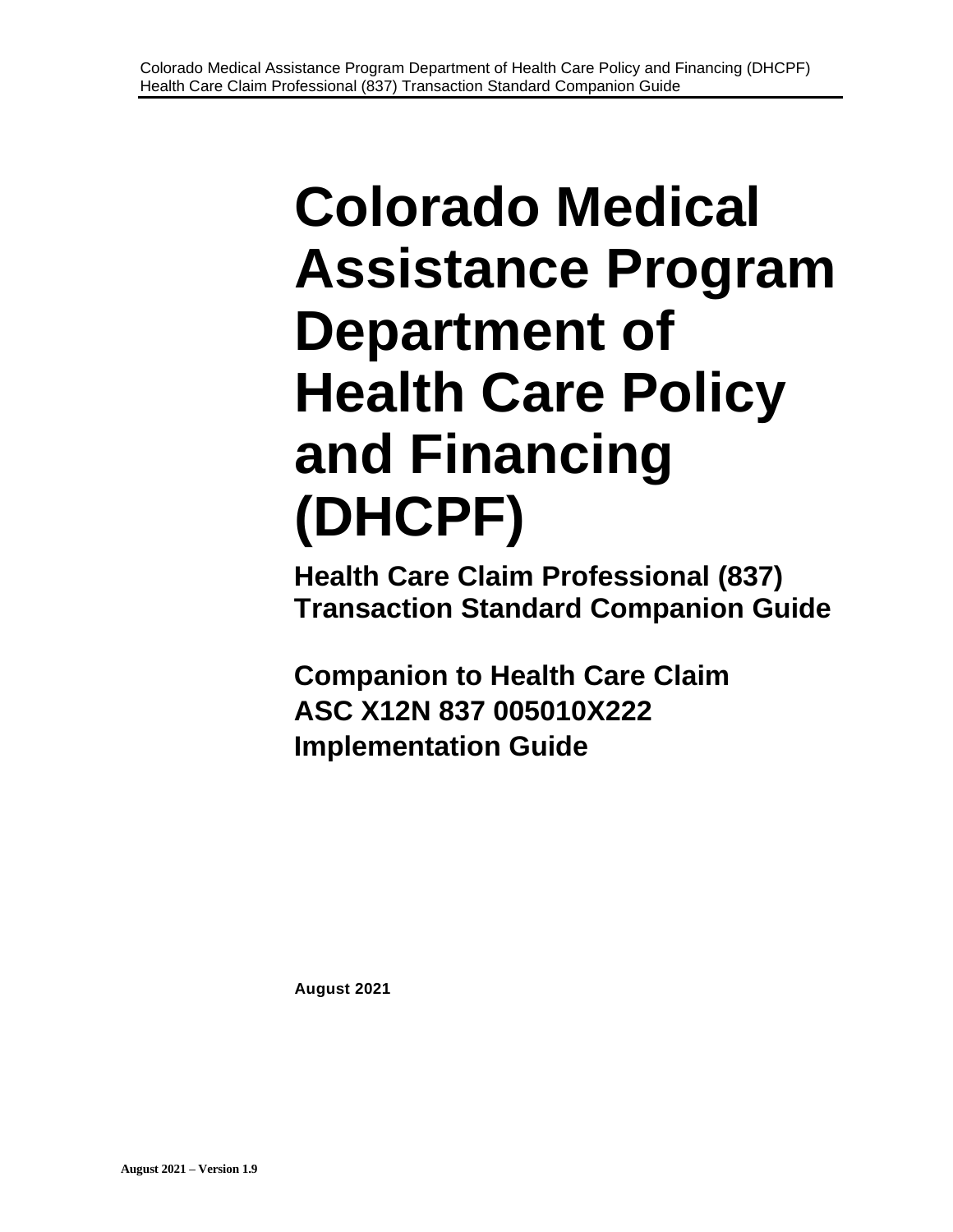# Colorado Medical Assistance Program Department of Health Care Policy and Financing (DHCPF)

## Health Care Claim Professional (837) Transaction Standard Companion Guide

## Companion to Health Care Claim ASC X12N 837 005010X222 Implementation Guide

**August 2021**

**August 2021 – Version 1.9**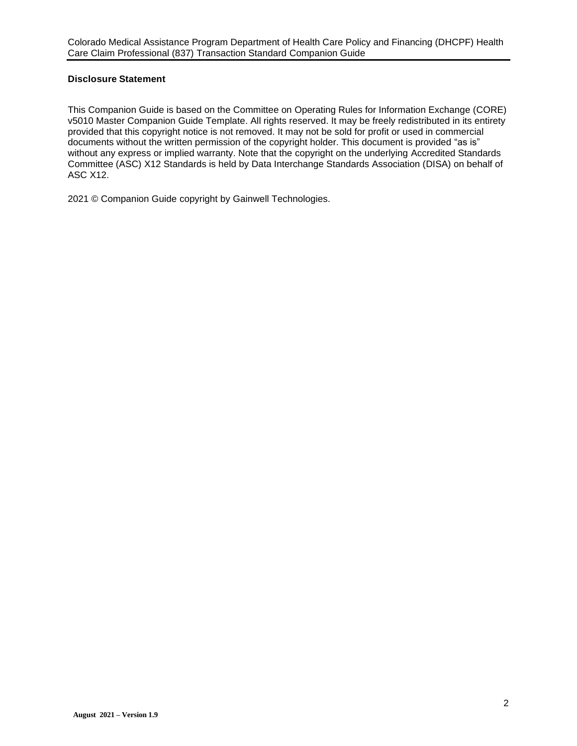**Disclosure Statement**

This Companion Guide is based on the Committee on Operating Rules for Information Exchange (CORE) v5010 Master Companion Guide Template. All rights reserved. It may be freely redistributed in its entirety provided that this copyright notice is not removed. It may not be sold for profit or used in commercial documents without the written permission of the copyright holder. This document is provided "as is" without any express or implied warranty. Note that the copyright on the underlying Accredited Standards Committee (ASC) X12 Standards is held by Data Interchange Standards Association (DISA) on behalf of ASC X12.

2021 © Companion Guide copyright by Gainwell Technologies.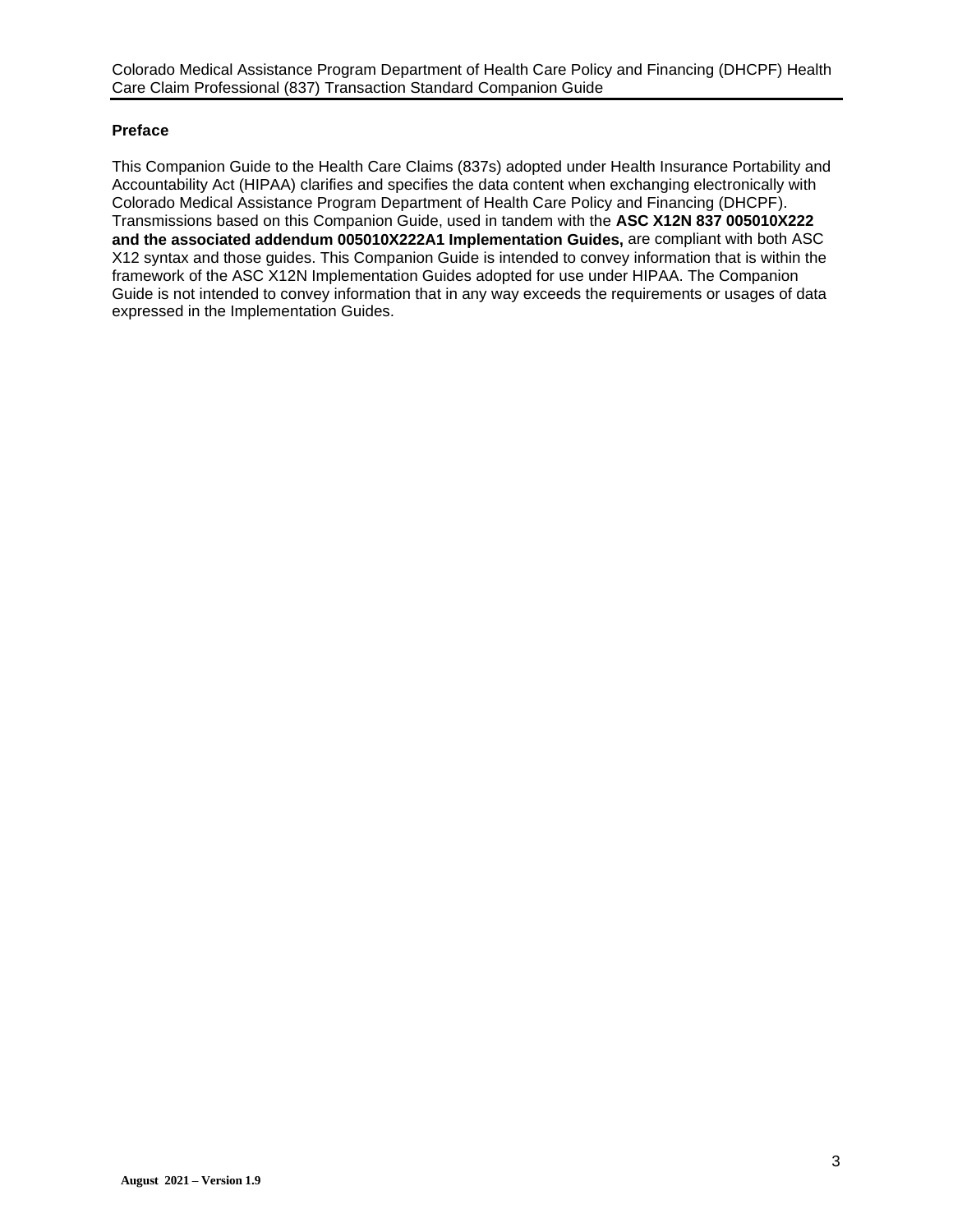## Preface

This Companion Guide to the Health Care Claims (837s) adopted under Health Insurance Portability and Accountability Act (HIPAA) clarifies and specifies the data content when exchanging electronically with Colorado Medical Assistance Program Department of Health Care Policy and Financing (DHCPF). Transmissions based on this Companion Guide, used in tandem with the **ASC X12N 837 005010X222 and the associated addendum 005010X222A1 Implementation Guides,** are compliant with both ASC X12 syntax and those guides. This Companion Guide is intended to convey information that is within the framework of the ASC X12N Implementation Guides adopted for use under HIPAA. The Companion Guide is not intended to convey information that in any way exceeds the requirements or usages of data expressed in the Implementation Guides.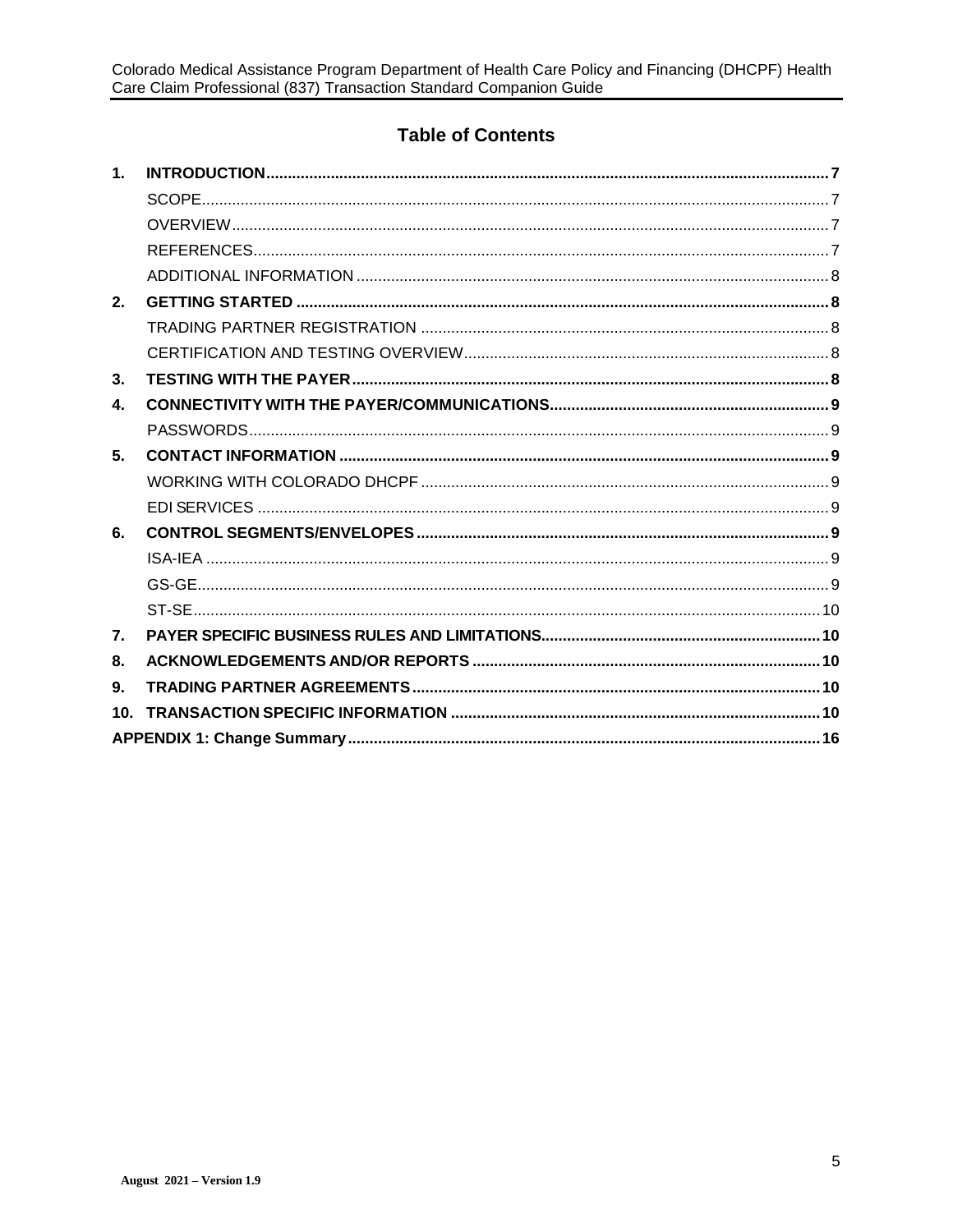## Table of Contents

1. **INTRODUCTION** ... 7
   - SCOPE ... 7
   - OVERVIEW ... 7
   - REFERENCES ... 7
   - ADDITIONAL INFORMATION ... 8
2. **GETTING STARTED** ... 8
   - TRADING PARTNER REGISTRATION ... 8
   - CERTIFICATION AND TESTING OVERVIEW ... 8
3. **TESTING WITH THE PAYER** ... 8
4. **CONNECTIVITY WITH THE PAYER/COMMUNICATIONS** ... 9
   - PASSWORDS ... 9
5. **CONTACT INFORMATION** ... 9
   - WORKING WITH COLORADO DHCPF ... 9
   - EDI SERVICES ... 9
6. **CONTROL SEGMENTS/ENVELOPES** ... 9
   - ISA-IEA ... 9
   - GS-GE ... 9
   - ST-SE ... 10
7. **PAYER SPECIFIC BUSINESS RULES AND LIMITATIONS** ... 10
8. **ACKNOWLEDGEMENTS AND/OR REPORTS** ... 10
9. **TRADING PARTNER AGREEMENTS** ... 10
10. **TRANSACTION SPECIFIC INFORMATION** ... 10

**APPENDIX 1: Change Summary** ... 16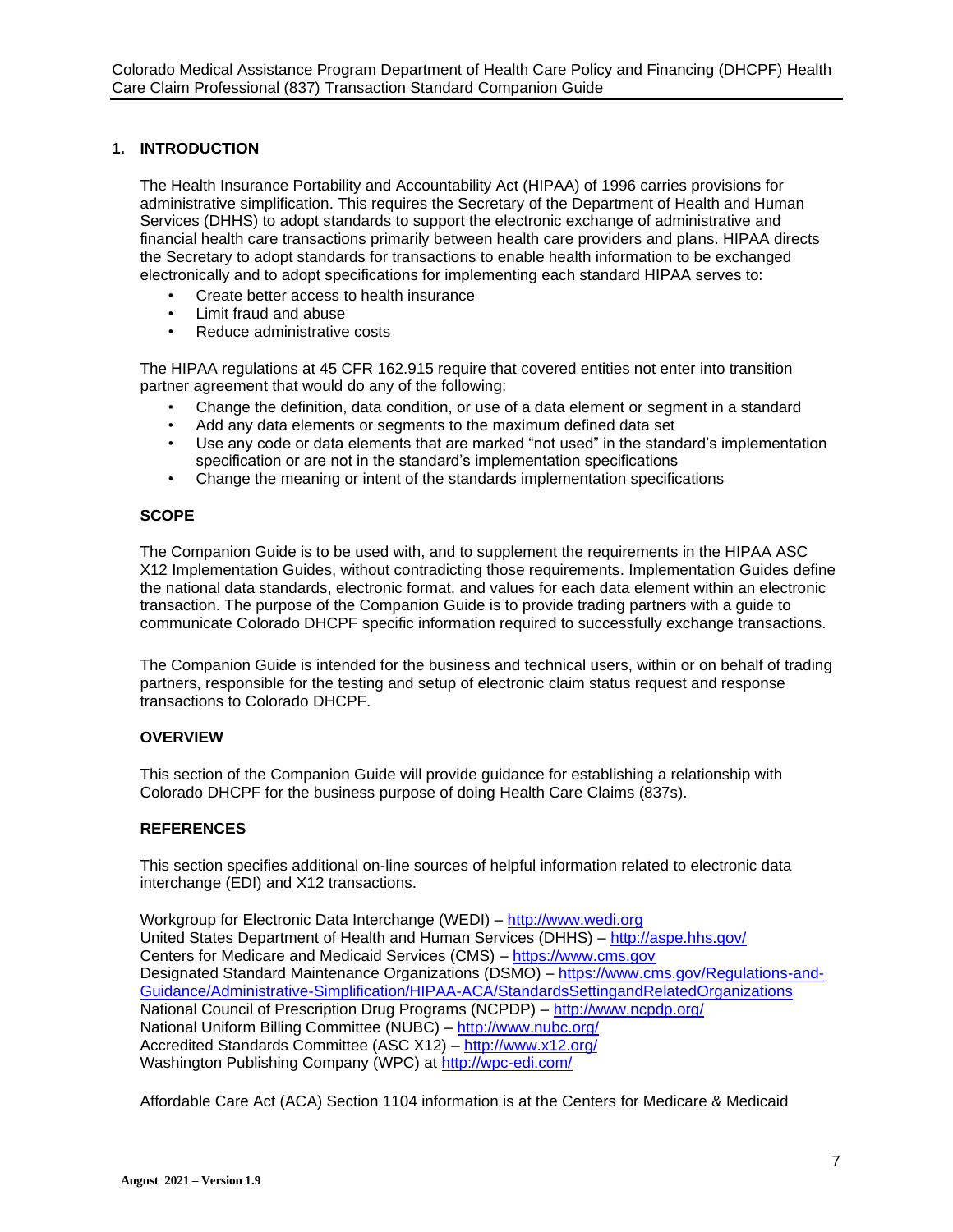## 1. INTRODUCTION

The Health Insurance Portability and Accountability Act (HIPAA) of 1996 carries provisions for administrative simplification. This requires the Secretary of the Department of Health and Human Services (DHHS) to adopt standards to support the electronic exchange of administrative and financial health care transactions primarily between health care providers and plans. HIPAA directs the Secretary to adopt standards for transactions to enable health information to be exchanged electronically and to adopt specifications for implementing each standard HIPAA serves to:

- Create better access to health insurance
- Limit fraud and abuse
- Reduce administrative costs

The HIPAA regulations at 45 CFR 162.915 require that covered entities not enter into transition partner agreement that would do any of the following:

- Change the definition, data condition, or use of a data element or segment in a standard
- Add any data elements or segments to the maximum defined data set
- Use any code or data elements that are marked "not used" in the standard's implementation specification or are not in the standard's implementation specifications
- Change the meaning or intent of the standards implementation specifications

### SCOPE

The Companion Guide is to be used with, and to supplement the requirements in the HIPAA ASC X12 Implementation Guides, without contradicting those requirements. Implementation Guides define the national data standards, electronic format, and values for each data element within an electronic transaction. The purpose of the Companion Guide is to provide trading partners with a guide to communicate Colorado DHCPF specific information required to successfully exchange transactions.

The Companion Guide is intended for the business and technical users, within or on behalf of trading partners, responsible for the testing and setup of electronic claim status request and response transactions to Colorado DHCPF.

### OVERVIEW

This section of the Companion Guide will provide guidance for establishing a relationship with Colorado DHCPF for the business purpose of doing Health Care Claims (837s).

### REFERENCES

This section specifies additional on-line sources of helpful information related to electronic data interchange (EDI) and X12 transactions.

Workgroup for Electronic Data Interchange (WEDI) – http://www.wedi.org
United States Department of Health and Human Services (DHHS) – http://aspe.hhs.gov/
Centers for Medicare and Medicaid Services (CMS) – https://www.cms.gov
Designated Standard Maintenance Organizations (DSMO) – https://www.cms.gov/Regulations-and-Guidance/Administrative-Simplification/HIPAA-ACA/StandardsSettingandRelatedOrganizations
National Council of Prescription Drug Programs (NCPDP) – http://www.ncpdp.org/
National Uniform Billing Committee (NUBC) – http://www.nubc.org/
Accredited Standards Committee (ASC X12) – http://www.x12.org/
Washington Publishing Company (WPC) at http://wpc-edi.com/

Affordable Care Act (ACA) Section 1104 information is at the Centers for Medicare & Medicaid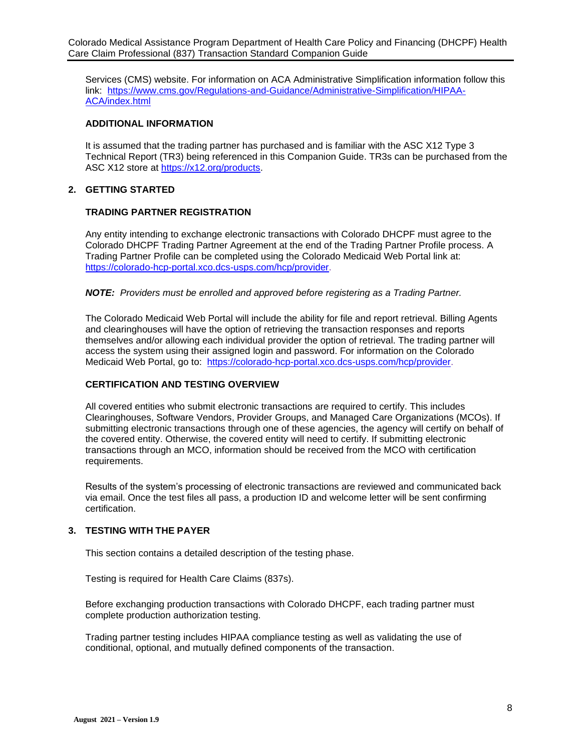Services (CMS) website. For information on ACA Administrative Simplification information follow this link: [https://www.cms.gov/Regulations-and-Guidance/Administrative-Simplification/HIPAA-ACA/index.html](https://www.cms.gov/Regulations-and-Guidance/Administrative-Simplification/HIPAA-ACA/index.html)

### ADDITIONAL INFORMATION

It is assumed that the trading partner has purchased and is familiar with the ASC X12 Type 3 Technical Report (TR3) being referenced in this Companion Guide. TR3s can be purchased from the ASC X12 store at [https://x12.org/products](https://x12.org/products).

## 2. GETTING STARTED

### TRADING PARTNER REGISTRATION

Any entity intending to exchange electronic transactions with Colorado DHCPF must agree to the Colorado DHCPF Trading Partner Agreement at the end of the Trading Partner Profile process. A Trading Partner Profile can be completed using the Colorado Medicaid Web Portal link at: [https://colorado-hcp-portal.xco.dcs-usps.com/hcp/provider](https://colorado-hcp-portal.xco.dcs-usps.com/hcp/provider).

***NOTE:*** *Providers must be enrolled and approved before registering as a Trading Partner.*

The Colorado Medicaid Web Portal will include the ability for file and report retrieval. Billing Agents and clearinghouses will have the option of retrieving the transaction responses and reports themselves and/or allowing each individual provider the option of retrieval. The trading partner will access the system using their assigned login and password. For information on the Colorado Medicaid Web Portal, go to: [https://colorado-hcp-portal.xco.dcs-usps.com/hcp/provider](https://colorado-hcp-portal.xco.dcs-usps.com/hcp/provider).

### CERTIFICATION AND TESTING OVERVIEW

All covered entities who submit electronic transactions are required to certify. This includes Clearinghouses, Software Vendors, Provider Groups, and Managed Care Organizations (MCOs). If submitting electronic transactions through one of these agencies, the agency will certify on behalf of the covered entity. Otherwise, the covered entity will need to certify. If submitting electronic transactions through an MCO, information should be received from the MCO with certification requirements.

Results of the system's processing of electronic transactions are reviewed and communicated back via email. Once the test files all pass, a production ID and welcome letter will be sent confirming certification.

## 3. TESTING WITH THE PAYER

This section contains a detailed description of the testing phase.

Testing is required for Health Care Claims (837s).

Before exchanging production transactions with Colorado DHCPF, each trading partner must complete production authorization testing.

Trading partner testing includes HIPAA compliance testing as well as validating the use of conditional, optional, and mutually defined components of the transaction.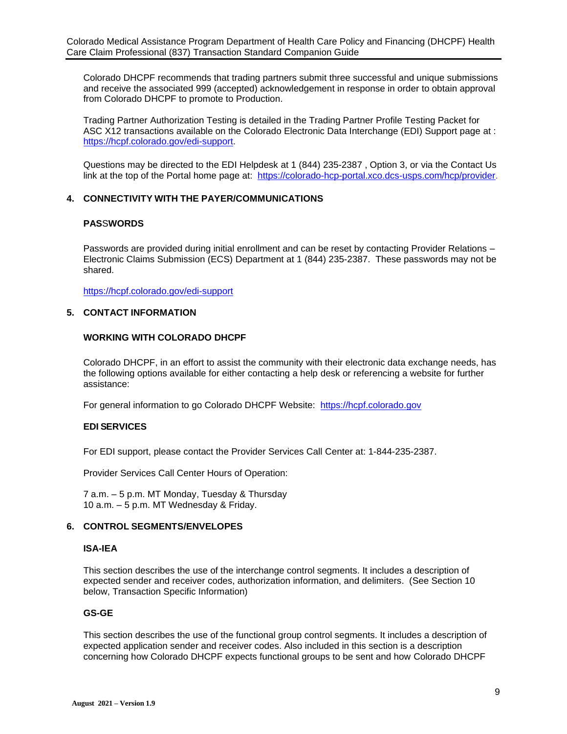Colorado DHCPF recommends that trading partners submit three successful and unique submissions and receive the associated 999 (accepted) acknowledgement in response in order to obtain approval from Colorado DHCPF to promote to Production.

Trading Partner Authorization Testing is detailed in the Trading Partner Profile Testing Packet for ASC X12 transactions available on the Colorado Electronic Data Interchange (EDI) Support page at : https://hcpf.colorado.gov/edi-support.

Questions may be directed to the EDI Helpdesk at 1 (844) 235-2387 , Option 3, or via the Contact Us link at the top of the Portal home page at: https://colorado-hcp-portal.xco.dcs-usps.com/hcp/provider.

## 4. CONNECTIVITY WITH THE PAYER/COMMUNICATIONS

### PASSWORDS

Passwords are provided during initial enrollment and can be reset by contacting Provider Relations – Electronic Claims Submission (ECS) Department at 1 (844) 235-2387. These passwords may not be shared.

https://hcpf.colorado.gov/edi-support

## 5. CONTACT INFORMATION

### WORKING WITH COLORADO DHCPF

Colorado DHCPF, in an effort to assist the community with their electronic data exchange needs, has the following options available for either contacting a help desk or referencing a website for further assistance:

For general information to go Colorado DHCPF Website: https://hcpf.colorado.gov

### EDI SERVICES

For EDI support, please contact the Provider Services Call Center at: 1-844-235-2387.

Provider Services Call Center Hours of Operation:

7 a.m. – 5 p.m. MT Monday, Tuesday & Thursday
10 a.m. – 5 p.m. MT Wednesday & Friday.

## 6. CONTROL SEGMENTS/ENVELOPES

### ISA-IEA

This section describes the use of the interchange control segments. It includes a description of expected sender and receiver codes, authorization information, and delimiters. (See Section 10 below, Transaction Specific Information)

### GS-GE

This section describes the use of the functional group control segments. It includes a description of expected application sender and receiver codes. Also included in this section is a description concerning how Colorado DHCPF expects functional groups to be sent and how Colorado DHCPF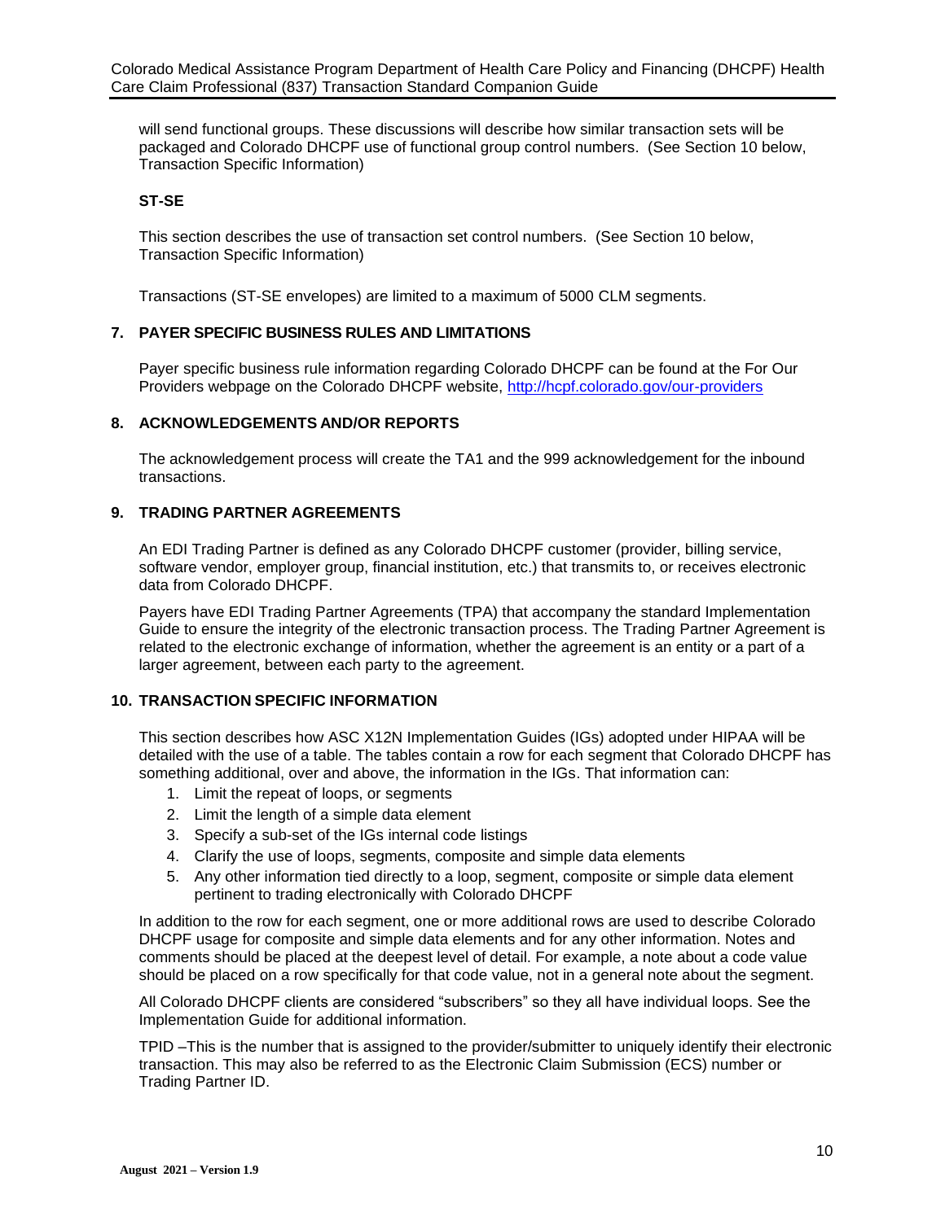will send functional groups. These discussions will describe how similar transaction sets will be packaged and Colorado DHCPF use of functional group control numbers. (See Section 10 below, Transaction Specific Information)

**ST-SE**

This section describes the use of transaction set control numbers. (See Section 10 below, Transaction Specific Information)

Transactions (ST-SE envelopes) are limited to a maximum of 5000 CLM segments.

## 7. PAYER SPECIFIC BUSINESS RULES AND LIMITATIONS

Payer specific business rule information regarding Colorado DHCPF can be found at the For Our Providers webpage on the Colorado DHCPF website, http://hcpf.colorado.gov/our-providers

## 8. ACKNOWLEDGEMENTS AND/OR REPORTS

The acknowledgement process will create the TA1 and the 999 acknowledgement for the inbound transactions.

## 9. TRADING PARTNER AGREEMENTS

An EDI Trading Partner is defined as any Colorado DHCPF customer (provider, billing service, software vendor, employer group, financial institution, etc.) that transmits to, or receives electronic data from Colorado DHCPF.

Payers have EDI Trading Partner Agreements (TPA) that accompany the standard Implementation Guide to ensure the integrity of the electronic transaction process. The Trading Partner Agreement is related to the electronic exchange of information, whether the agreement is an entity or a part of a larger agreement, between each party to the agreement.

## 10. TRANSACTION SPECIFIC INFORMATION

This section describes how ASC X12N Implementation Guides (IGs) adopted under HIPAA will be detailed with the use of a table. The tables contain a row for each segment that Colorado DHCPF has something additional, over and above, the information in the IGs. That information can:

1. Limit the repeat of loops, or segments
2. Limit the length of a simple data element
3. Specify a sub-set of the IGs internal code listings
4. Clarify the use of loops, segments, composite and simple data elements
5. Any other information tied directly to a loop, segment, composite or simple data element pertinent to trading electronically with Colorado DHCPF

In addition to the row for each segment, one or more additional rows are used to describe Colorado DHCPF usage for composite and simple data elements and for any other information. Notes and comments should be placed at the deepest level of detail. For example, a note about a code value should be placed on a row specifically for that code value, not in a general note about the segment.

All Colorado DHCPF clients are considered "subscribers" so they all have individual loops. See the Implementation Guide for additional information.

TPID –This is the number that is assigned to the provider/submitter to uniquely identify their electronic transaction. This may also be referred to as the Electronic Claim Submission (ECS) number or Trading Partner ID.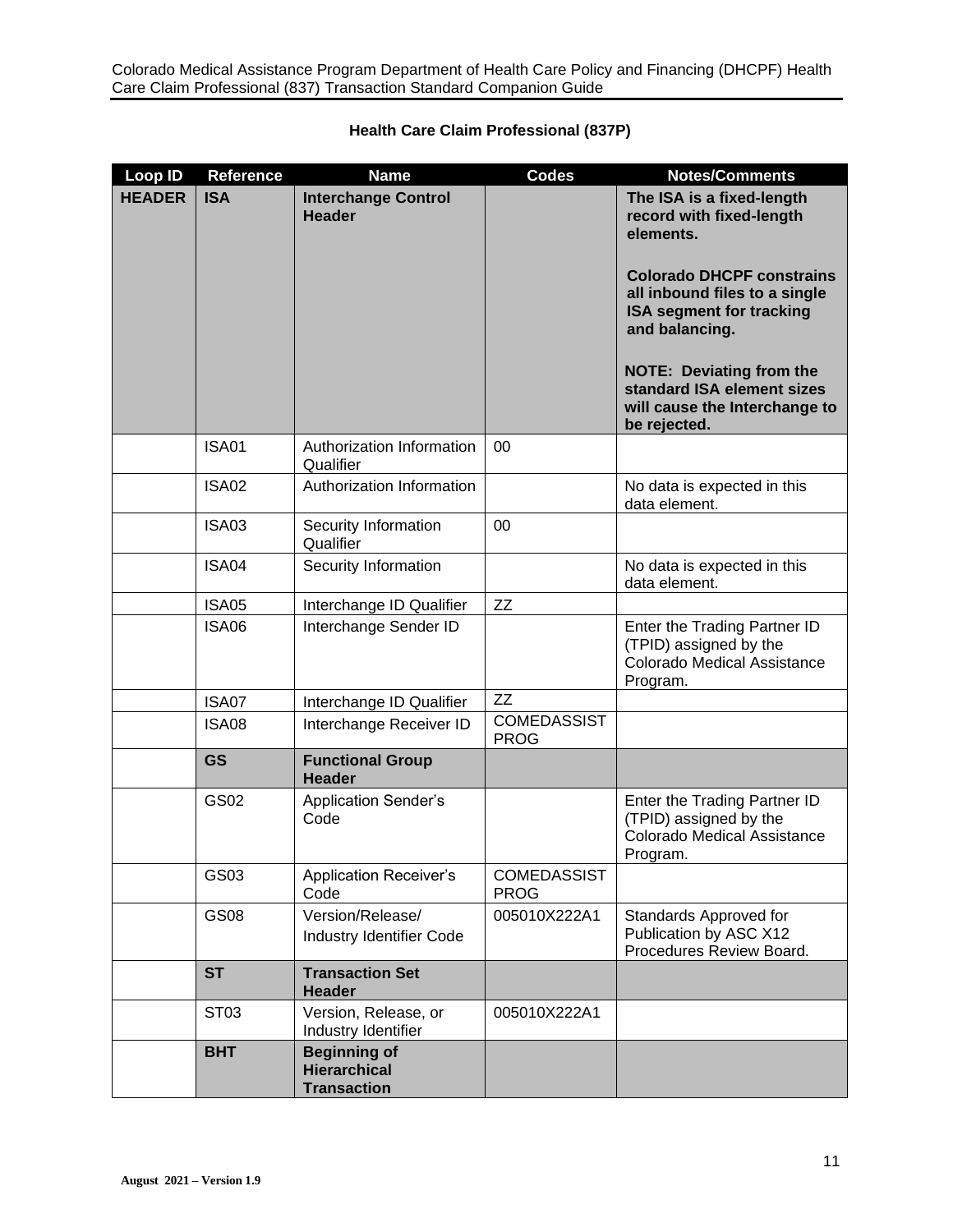## Health Care Claim Professional (837P)

| Loop ID | Reference | Name | Codes | Notes/Comments |
|---|---|---|---|---|
| **HEADER** | **ISA** | **Interchange Control Header** | | **The ISA is a fixed-length record with fixed-length elements.**<br><br>**Colorado DHCPF constrains all inbound files to a single ISA segment for tracking and balancing.**<br><br>**NOTE: Deviating from the standard ISA element sizes will cause the Interchange to be rejected.** |
| | ISA01 | Authorization Information Qualifier | 00 | |
| | ISA02 | Authorization Information | | No data is expected in this data element. |
| | ISA03 | Security Information Qualifier | 00 | |
| | ISA04 | Security Information | | No data is expected in this data element. |
| | ISA05 | Interchange ID Qualifier | ZZ | |
| | ISA06 | Interchange Sender ID | | Enter the Trading Partner ID (TPID) assigned by the Colorado Medical Assistance Program. |
| | ISA07 | Interchange ID Qualifier | ZZ | |
| | ISA08 | Interchange Receiver ID | COMEDASSIST PROG | |
| | **GS** | **Functional Group Header** | | |
| | GS02 | Application Sender's Code | | Enter the Trading Partner ID (TPID) assigned by the Colorado Medical Assistance Program. |
| | GS03 | Application Receiver's Code | COMEDASSIST PROG | |
| | GS08 | Version/Release/ Industry Identifier Code | 005010X222A1 | Standards Approved for Publication by ASC X12 Procedures Review Board. |
| | **ST** | **Transaction Set Header** | | |
| | ST03 | Version, Release, or Industry Identifier | 005010X222A1 | |
| | **BHT** | **Beginning of Hierarchical Transaction** | | |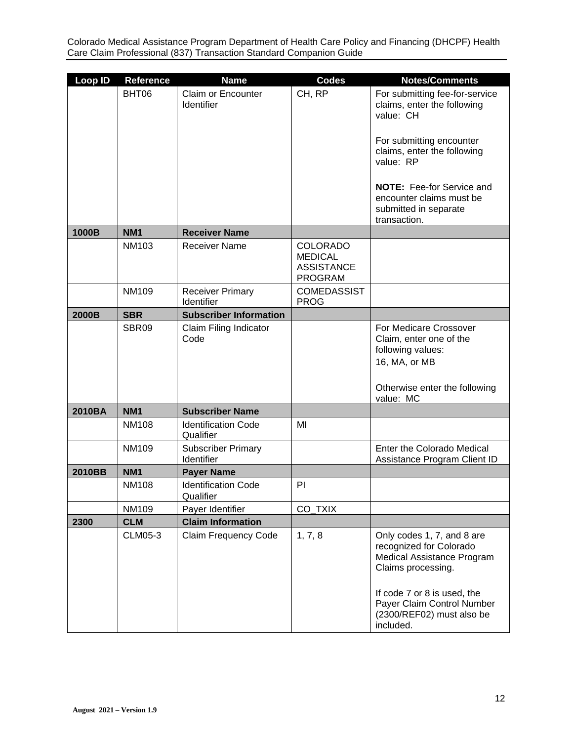| Loop ID | Reference | Name | Codes | Notes/Comments |
|---|---|---|---|---|
| | BHT06 | Claim or Encounter Identifier | CH, RP | For submitting fee-for-service claims, enter the following value: CH<br><br>For submitting encounter claims, enter the following value: RP<br><br>**NOTE:** Fee-for Service and encounter claims must be submitted in separate transaction. |
| **1000B** | **NM1** | **Receiver Name** | | |
| | NM103 | Receiver Name | COLORADO MEDICAL ASSISTANCE PROGRAM | |
| | NM109 | Receiver Primary Identifier | COMEDASSIST PROG | |
| **2000B** | **SBR** | **Subscriber Information** | | |
| | SBR09 | Claim Filing Indicator Code | | For Medicare Crossover Claim, enter one of the following values:<br>16, MA, or MB<br><br>Otherwise enter the following value: MC |
| **2010BA** | **NM1** | **Subscriber Name** | | |
| | NM108 | Identification Code Qualifier | MI | |
| | NM109 | Subscriber Primary Identifier | | Enter the Colorado Medical Assistance Program Client ID |
| **2010BB** | **NM1** | **Payer Name** | | |
| | NM108 | Identification Code Qualifier | PI | |
| | NM109 | Payer Identifier | CO_TXIX | |
| **2300** | **CLM** | **Claim Information** | | |
| | CLM05-3 | Claim Frequency Code | 1, 7, 8 | Only codes 1, 7, and 8 are recognized for Colorado Medical Assistance Program Claims processing.<br><br>If code 7 or 8 is used, the Payer Claim Control Number (2300/REF02) must also be included. |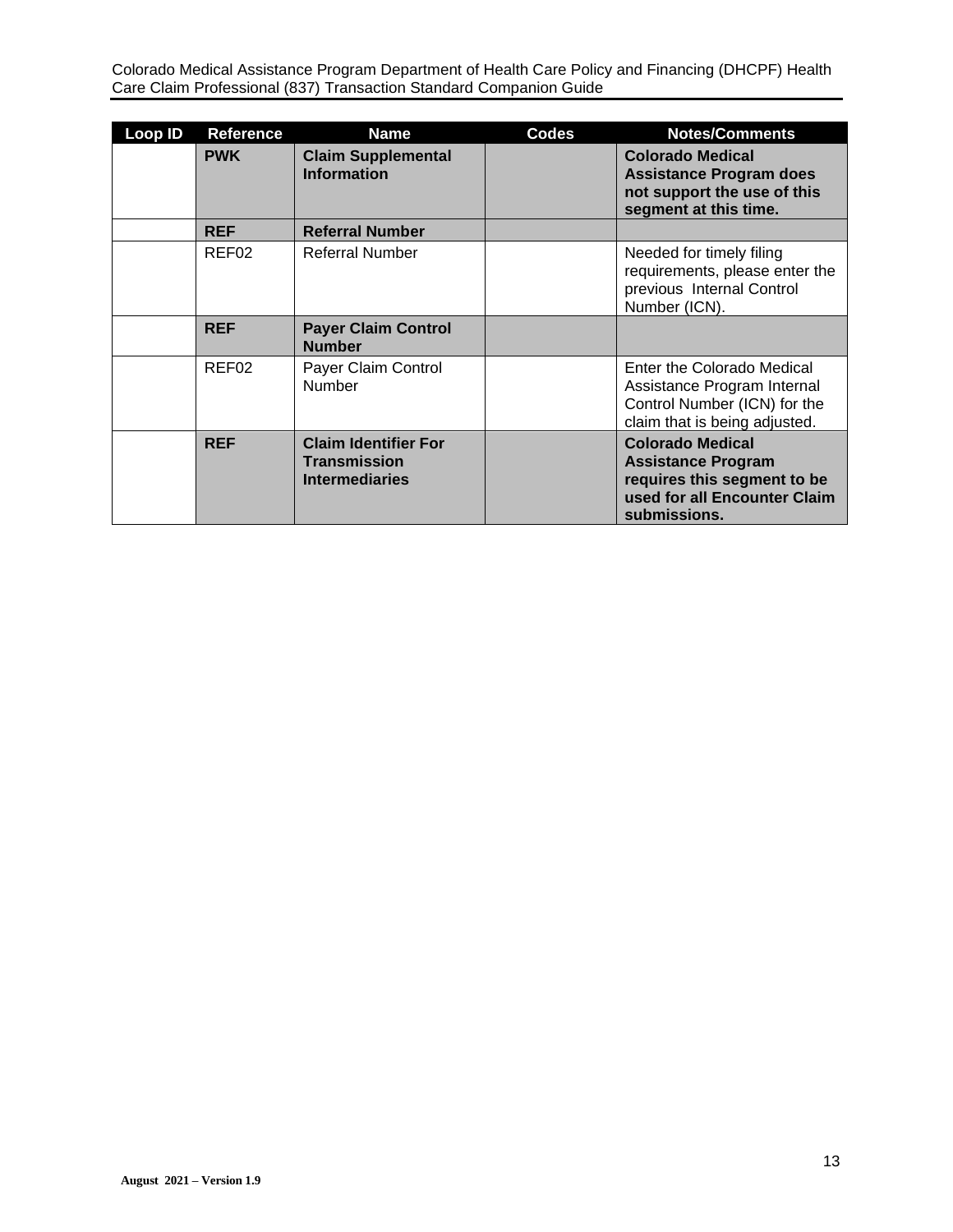| Loop ID | Reference | Name | Codes | Notes/Comments |
|---|---|---|---|---|
| | **PWK** | **Claim Supplemental Information** | | **Colorado Medical Assistance Program does not support the use of this segment at this time.** |
| | **REF** | **Referral Number** | | |
| | REF02 | Referral Number | | Needed for timely filing requirements, please enter the previous Internal Control Number (ICN). |
| | **REF** | **Payer Claim Control Number** | | |
| | REF02 | Payer Claim Control Number | | Enter the Colorado Medical Assistance Program Internal Control Number (ICN) for the claim that is being adjusted. |
| | **REF** | **Claim Identifier For Transmission Intermediaries** | | **Colorado Medical Assistance Program requires this segment to be used for all Encounter Claim submissions.** |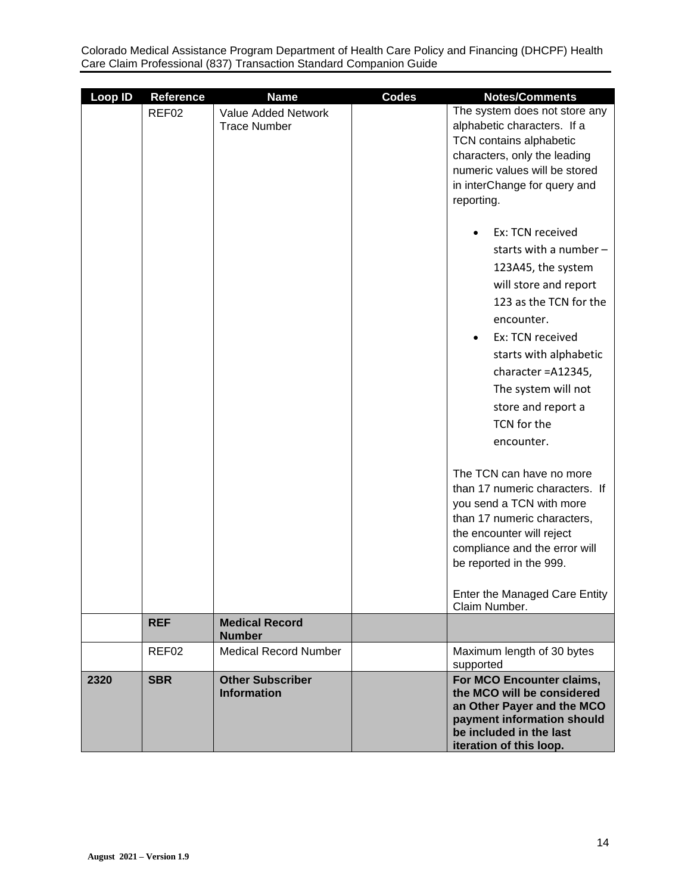| Loop ID | Reference | Name | Codes | Notes/Comments |
|---|---|---|---|---|
| | REF02 | Value Added Network Trace Number | | The system does not store any alphabetic characters. If a TCN contains alphabetic characters, only the leading numeric values will be stored in interChange for query and reporting.<br><br>• Ex: TCN received starts with a number – 123A45, the system will store and report 123 as the TCN for the encounter.<br>• Ex: TCN received starts with alphabetic character =A12345, The system will not store and report a TCN for the encounter.<br><br>The TCN can have no more than 17 numeric characters. If you send a TCN with more than 17 numeric characters, the encounter will reject compliance and the error will be reported in the 999.<br><br>Enter the Managed Care Entity Claim Number. |
| | **REF** | **Medical Record Number** | | |
| | REF02 | Medical Record Number | | Maximum length of 30 bytes supported |
| **2320** | **SBR** | **Other Subscriber Information** | | **For MCO Encounter claims, the MCO will be considered an Other Payer and the MCO payment information should be included in the last iteration of this loop.** |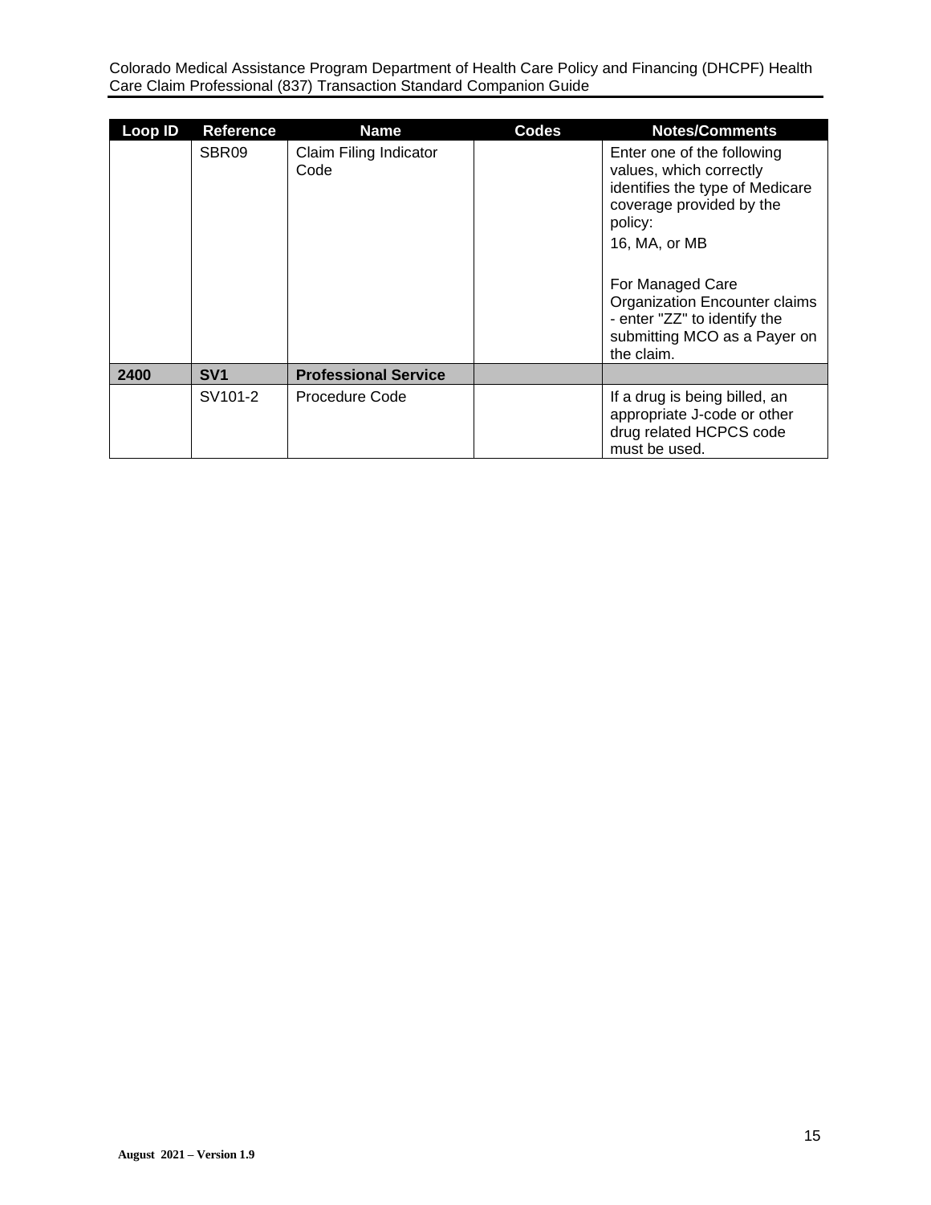| Loop ID | Reference | Name | Codes | Notes/Comments |
|---|---|---|---|---|
| | SBR09 | Claim Filing Indicator Code | | Enter one of the following values, which correctly identifies the type of Medicare coverage provided by the policy:<br>16, MA, or MB<br><br>For Managed Care Organization Encounter claims - enter "ZZ" to identify the submitting MCO as a Payer on the claim. |
| **2400** | **SV1** | **Professional Service** | | |
| | SV101-2 | Procedure Code | | If a drug is being billed, an appropriate J-code or other drug related HCPCS code must be used. |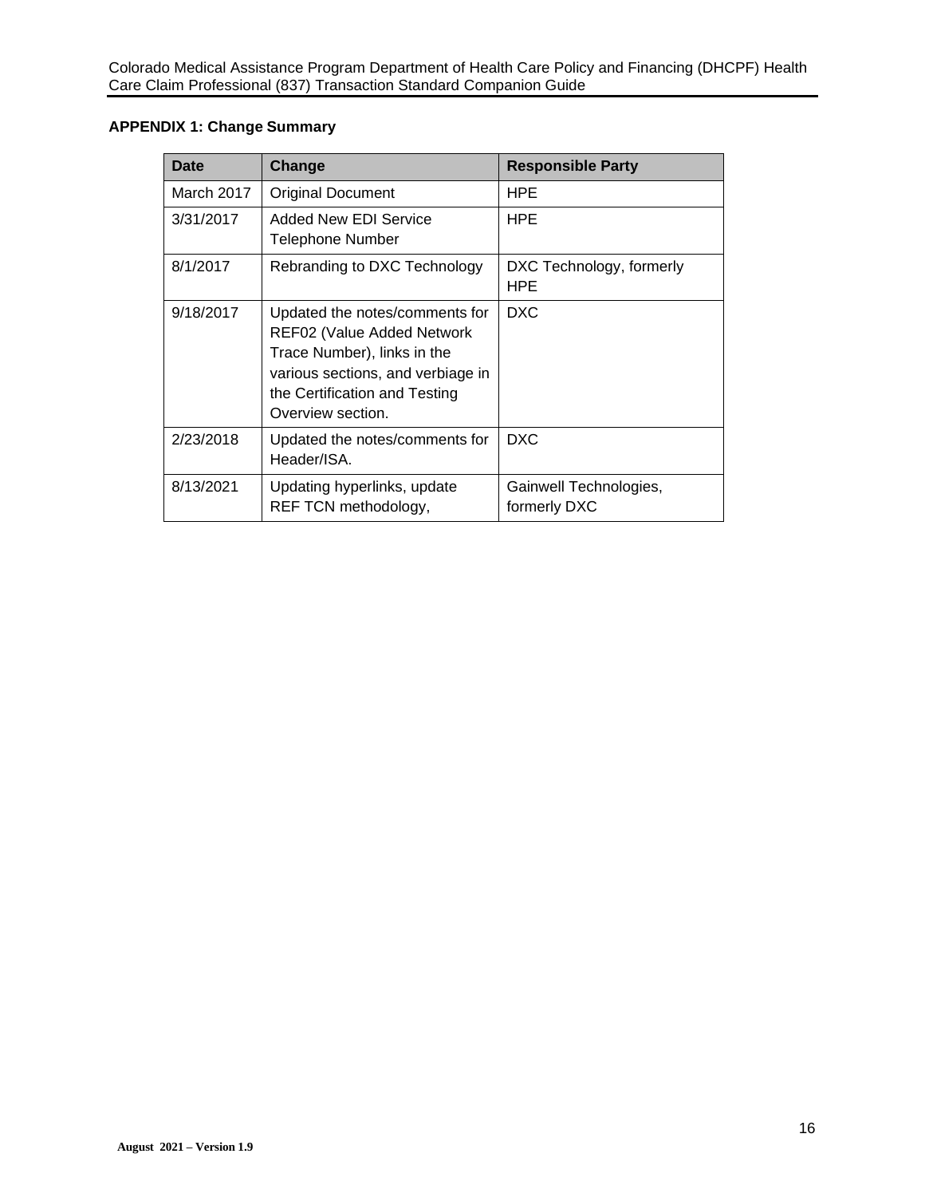**APPENDIX 1: Change Summary**

| Date | Change | Responsible Party |
| --- | --- | --- |
| March 2017 | Original Document | HPE |
| 3/31/2017 | Added New EDI Service Telephone Number | HPE |
| 8/1/2017 | Rebranding to DXC Technology | DXC Technology, formerly HPE |
| 9/18/2017 | Updated the notes/comments for REF02 (Value Added Network Trace Number), links in the various sections, and verbiage in the Certification and Testing Overview section. | DXC |
| 2/23/2018 | Updated the notes/comments for Header/ISA. | DXC |
| 8/13/2021 | Updating hyperlinks, update REF TCN methodology, | Gainwell Technologies, formerly DXC |